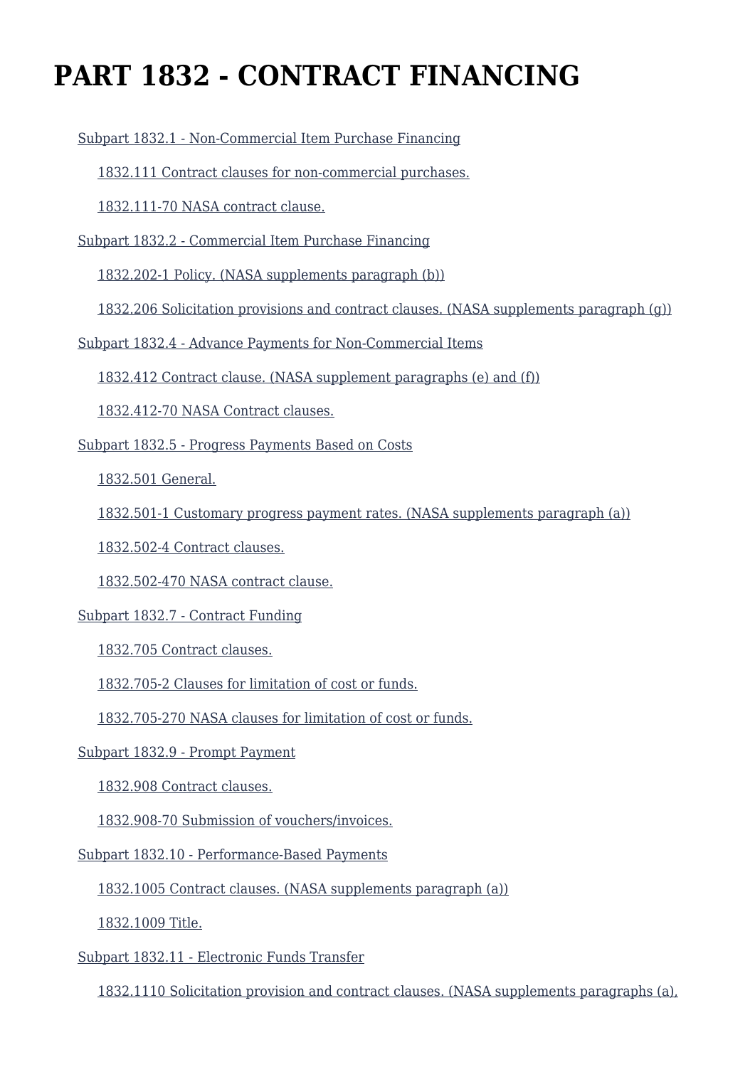# PART 1832 - CONTRACT FINANCING

- Subpart 1832.1 - Non-Commercial Item Purchase Financing
  - 1832.111 Contract clauses for non-commercial purchases.
  - 1832.111-70 NASA contract clause.
- Subpart 1832.2 - Commercial Item Purchase Financing
  - 1832.202-1 Policy. (NASA supplements paragraph (b))
  - 1832.206 Solicitation provisions and contract clauses. (NASA supplements paragraph (g))
- Subpart 1832.4 - Advance Payments for Non-Commercial Items
  - 1832.412 Contract clause. (NASA supplement paragraphs (e) and (f))
  - 1832.412-70 NASA Contract clauses.
- Subpart 1832.5 - Progress Payments Based on Costs
  - 1832.501 General.
  - 1832.501-1 Customary progress payment rates. (NASA supplements paragraph (a))
  - 1832.502-4 Contract clauses.
  - 1832.502-470 NASA contract clause.
- Subpart 1832.7 - Contract Funding
  - 1832.705 Contract clauses.
  - 1832.705-2 Clauses for limitation of cost or funds.
  - 1832.705-270 NASA clauses for limitation of cost or funds.
- Subpart 1832.9 - Prompt Payment
  - 1832.908 Contract clauses.
  - 1832.908-70 Submission of vouchers/invoices.
- Subpart 1832.10 - Performance-Based Payments
  - 1832.1005 Contract clauses. (NASA supplements paragraph (a))
  - 1832.1009 Title.
- Subpart 1832.11 - Electronic Funds Transfer
  - 1832.1110 Solicitation provision and contract clauses. (NASA supplements paragraphs (a),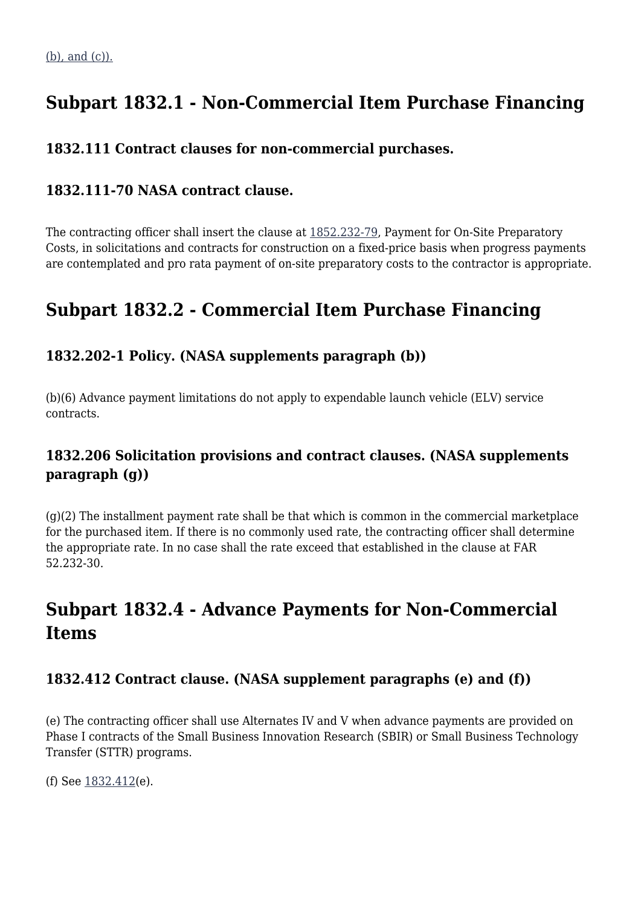(b), and (c)).

## Subpart 1832.1 - Non-Commercial Item Purchase Financing

### 1832.111 Contract clauses for non-commercial purchases.

### 1832.111-70 NASA contract clause.

The contracting officer shall insert the clause at 1852.232-79, Payment for On-Site Preparatory Costs, in solicitations and contracts for construction on a fixed-price basis when progress payments are contemplated and pro rata payment of on-site preparatory costs to the contractor is appropriate.

## Subpart 1832.2 - Commercial Item Purchase Financing

### 1832.202-1 Policy. (NASA supplements paragraph (b))

(b)(6) Advance payment limitations do not apply to expendable launch vehicle (ELV) service contracts.

### 1832.206 Solicitation provisions and contract clauses. (NASA supplements paragraph (g))

(g)(2) The installment payment rate shall be that which is common in the commercial marketplace for the purchased item. If there is no commonly used rate, the contracting officer shall determine the appropriate rate. In no case shall the rate exceed that established in the clause at FAR 52.232-30.

## Subpart 1832.4 - Advance Payments for Non-Commercial Items

### 1832.412 Contract clause. (NASA supplement paragraphs (e) and (f))

(e) The contracting officer shall use Alternates IV and V when advance payments are provided on Phase I contracts of the Small Business Innovation Research (SBIR) or Small Business Technology Transfer (STTR) programs.

(f) See 1832.412(e).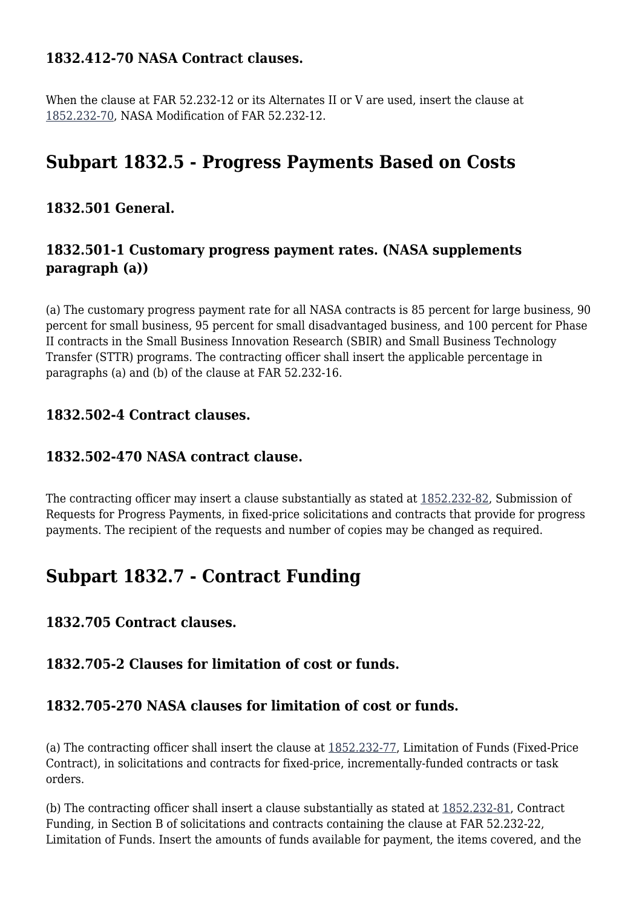### 1832.412-70 NASA Contract clauses.

When the clause at FAR 52.232-12 or its Alternates II or V are used, insert the clause at 1852.232-70, NASA Modification of FAR 52.232-12.

## Subpart 1832.5 - Progress Payments Based on Costs

### 1832.501 General.

### 1832.501-1 Customary progress payment rates. (NASA supplements paragraph (a))

(a) The customary progress payment rate for all NASA contracts is 85 percent for large business, 90 percent for small business, 95 percent for small disadvantaged business, and 100 percent for Phase II contracts in the Small Business Innovation Research (SBIR) and Small Business Technology Transfer (STTR) programs. The contracting officer shall insert the applicable percentage in paragraphs (a) and (b) of the clause at FAR 52.232-16.

### 1832.502-4 Contract clauses.

### 1832.502-470 NASA contract clause.

The contracting officer may insert a clause substantially as stated at 1852.232-82, Submission of Requests for Progress Payments, in fixed-price solicitations and contracts that provide for progress payments. The recipient of the requests and number of copies may be changed as required.

## Subpart 1832.7 - Contract Funding

### 1832.705 Contract clauses.

### 1832.705-2 Clauses for limitation of cost or funds.

### 1832.705-270 NASA clauses for limitation of cost or funds.

(a) The contracting officer shall insert the clause at 1852.232-77, Limitation of Funds (Fixed-Price Contract), in solicitations and contracts for fixed-price, incrementally-funded contracts or task orders.

(b) The contracting officer shall insert a clause substantially as stated at 1852.232-81, Contract Funding, in Section B of solicitations and contracts containing the clause at FAR 52.232-22, Limitation of Funds. Insert the amounts of funds available for payment, the items covered, and the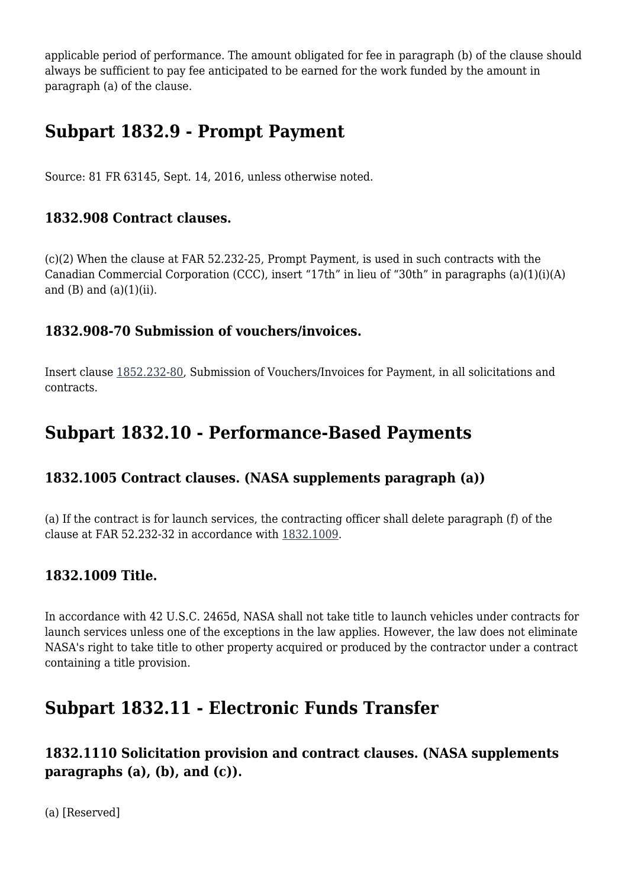applicable period of performance. The amount obligated for fee in paragraph (b) of the clause should always be sufficient to pay fee anticipated to be earned for the work funded by the amount in paragraph (a) of the clause.

## Subpart 1832.9 - Prompt Payment

Source: 81 FR 63145, Sept. 14, 2016, unless otherwise noted.

### 1832.908 Contract clauses.

(c)(2) When the clause at FAR 52.232-25, Prompt Payment, is used in such contracts with the Canadian Commercial Corporation (CCC), insert “17th” in lieu of “30th” in paragraphs (a)(1)(i)(A) and (B) and (a)(1)(ii).

### 1832.908-70 Submission of vouchers/invoices.

Insert clause 1852.232-80, Submission of Vouchers/Invoices for Payment, in all solicitations and contracts.

## Subpart 1832.10 - Performance-Based Payments

### 1832.1005 Contract clauses. (NASA supplements paragraph (a))

(a) If the contract is for launch services, the contracting officer shall delete paragraph (f) of the clause at FAR 52.232-32 in accordance with 1832.1009.

### 1832.1009 Title.

In accordance with 42 U.S.C. 2465d, NASA shall not take title to launch vehicles under contracts for launch services unless one of the exceptions in the law applies. However, the law does not eliminate NASA's right to take title to other property acquired or produced by the contractor under a contract containing a title provision.

## Subpart 1832.11 - Electronic Funds Transfer

### 1832.1110 Solicitation provision and contract clauses. (NASA supplements paragraphs (a), (b), and (c)).

(a) [Reserved]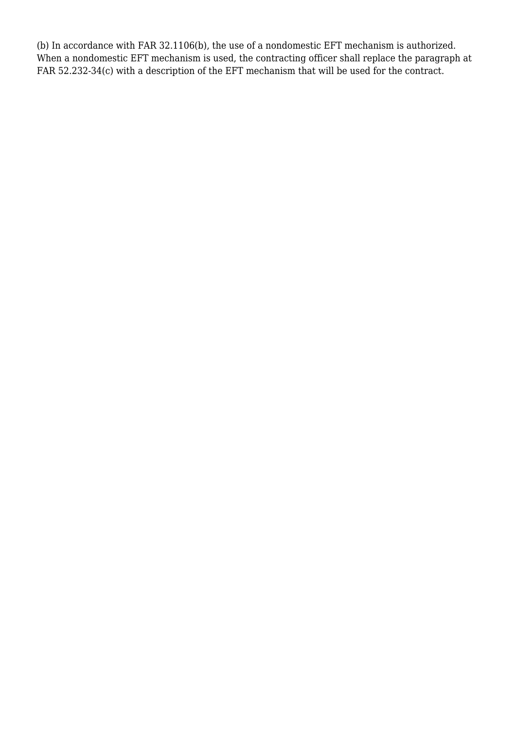(b) In accordance with FAR 32.1106(b), the use of a nondomestic EFT mechanism is authorized. When a nondomestic EFT mechanism is used, the contracting officer shall replace the paragraph at FAR 52.232-34(c) with a description of the EFT mechanism that will be used for the contract.